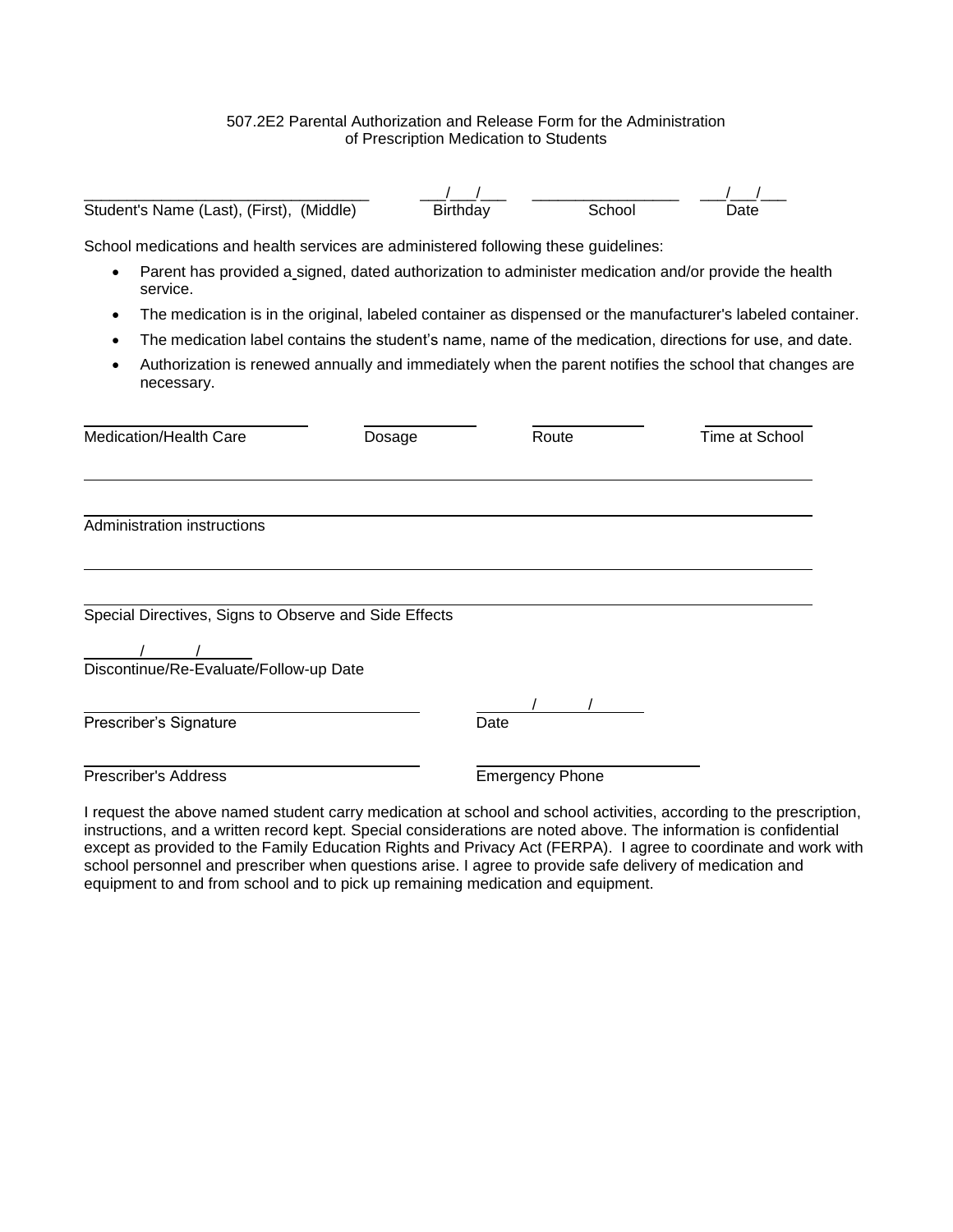507.2E2 Parental Authorization and Release Form for the Administration of Prescription Medication to Students

| _______________________________ | ___/___/___ | ________________ | ___/___/___ |
|---|---|---|---|
| Student's Name (Last), (First), (Middle) | Birthday | School | Date |

School medications and health services are administered following these guidelines:

- Parent has provided a signed, dated authorization to administer medication and/or provide the health service.
- The medication is in the original, labeled container as dispensed or the manufacturer's labeled container.
- The medication label contains the student's name, name of the medication, directions for use, and date.
- Authorization is renewed annually and immediately when the parent notifies the school that changes are necessary.

| ________________ | ________ | ________ | ________ |
|---|---|---|---|
| Medication/Health Care | Dosage | Route | Time at School |

_______________________________________________

_______________________________________________
Administration instructions

_______________________________________________

_______________________________________________
Special Directives, Signs to Observe and Side Effects

_____/_____/_____
Discontinue/Re-Evaluate/Follow-up Date

| _______________________________ | _____/_____/_____ |
|---|---|
| Prescriber's Signature | Date |
| _______________________________ | ____________________ |
| Prescriber's Address | Emergency Phone |

I request the above named student carry medication at school and school activities, according to the prescription, instructions, and a written record kept. Special considerations are noted above. The information is confidential except as provided to the Family Education Rights and Privacy Act (FERPA). I agree to coordinate and work with school personnel and prescriber when questions arise. I agree to provide safe delivery of medication and equipment to and from school and to pick up remaining medication and equipment.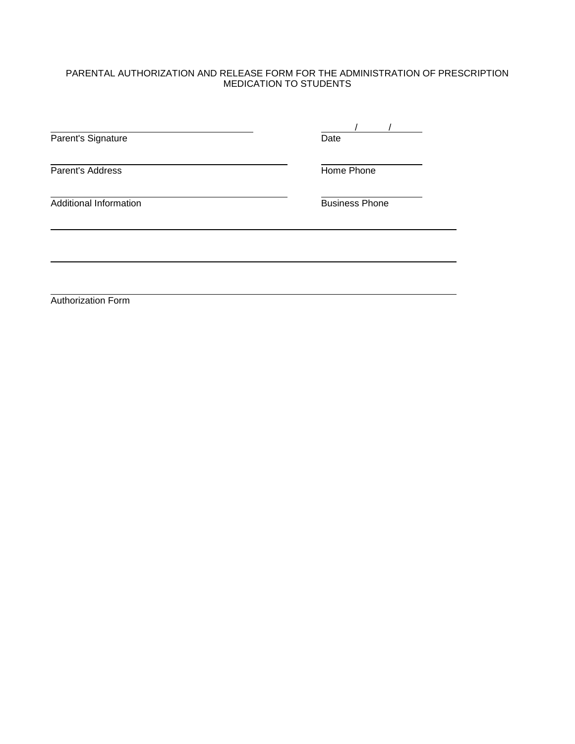PARENTAL AUTHORIZATION AND RELEASE FORM FOR THE ADMINISTRATION OF PRESCRIPTION MEDICATION TO STUDENTS

\_\_\_\_\_\_\_\_\_\_\_\_\_\_\_\_\_\_\_\_\_\_\_\_\_\_\_\_\_\_\_\_ &nbsp;&nbsp;&nbsp;&nbsp; \_\_\_\_\_ / \_\_\_\_\_ / \_\_\_\_\_
Parent's Signature &nbsp;&nbsp;&nbsp;&nbsp; Date

\_\_\_\_\_\_\_\_\_\_\_\_\_\_\_\_\_\_\_\_\_\_\_\_\_\_\_\_\_\_\_\_ &nbsp;&nbsp;&nbsp;&nbsp; \_\_\_\_\_\_\_\_\_\_\_\_\_\_\_\_
Parent's Address &nbsp;&nbsp;&nbsp;&nbsp; Home Phone

\_\_\_\_\_\_\_\_\_\_\_\_\_\_\_\_\_\_\_\_\_\_\_\_\_\_\_\_\_\_\_\_ &nbsp;&nbsp;&nbsp;&nbsp; \_\_\_\_\_\_\_\_\_\_\_\_\_\_\_\_
Additional Information &nbsp;&nbsp;&nbsp;&nbsp; Business Phone

\_\_\_\_\_\_\_\_\_\_\_\_\_\_\_\_\_\_\_\_\_\_\_\_\_\_\_\_\_\_\_\_\_\_\_\_\_\_\_\_\_\_\_\_\_\_\_\_\_\_\_\_\_\_\_\_\_\_\_\_

\_\_\_\_\_\_\_\_\_\_\_\_\_\_\_\_\_\_\_\_\_\_\_\_\_\_\_\_\_\_\_\_\_\_\_\_\_\_\_\_\_\_\_\_\_\_\_\_\_\_\_\_\_\_\_\_\_\_\_\_

\_\_\_\_\_\_\_\_\_\_\_\_\_\_\_\_\_\_\_\_\_\_\_\_\_\_\_\_\_\_\_\_\_\_\_\_\_\_\_\_\_\_\_\_\_\_\_\_\_\_\_\_\_\_\_\_\_\_\_\_
Authorization Form